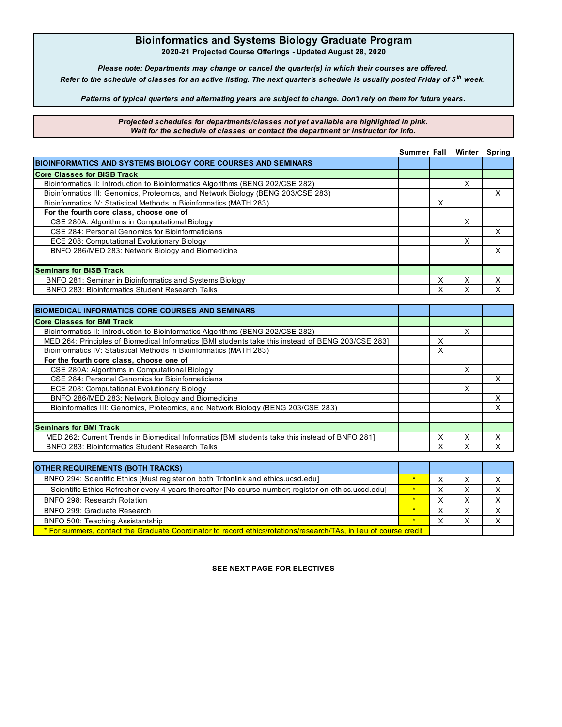# Bioinformatics and Systems Biology Graduate Program

**2020-21 Projected Course Offerings - Updated August 28, 2020**

***Please note: Departments may change or cancel the quarter(s) in which their courses are offered.***
***Refer to the schedule of classes for an active listing. The next quarter's schedule is usually posted Friday of 5th week.***

***Patterns of typical quarters and alternating years are subject to change. Don't rely on them for future years.***

***Projected schedules for departments/classes not yet available are highlighted in pink.***
***Wait for the schedule of classes or contact the department or instructor for info.***

| | Summer | Fall | Winter | Spring |
|---|---|---|---|---|
| **BIOINFORMATICS AND SYSTEMS BIOLOGY CORE COURSES AND SEMINARS** | | | | |
| **Core Classes for BISB Track** | | | | |
| Bioinformatics II: Introduction to Bioinformatics Algorithms (BENG 202/CSE 282) | | | X | |
| Bioinformatics III: Genomics, Proteomics, and Network Biology (BENG 203/CSE 283) | | | | X |
| Bioinformatics IV: Statistical Methods in Bioinformatics (MATH 283) | | X | | |
| **For the fourth core class, choose one of** | | | | |
| CSE 280A: Algorithms in Computational Biology | | | X | |
| CSE 284: Personal Genomics for Bioinformaticians | | | | X |
| ECE 208: Computational Evolutionary Biology | | | X | |
| BNFO 286/MED 283: Network Biology and Biomedicine | | | | X |
| | | | | |
| **Seminars for BISB Track** | | | | |
| BNFO 281: Seminar in Bioinformatics and Systems Biology | | X | X | X |
| BNFO 283: Bioinformatics Student Research Talks | | X | X | X |

| | Summer | Fall | Winter | Spring |
|---|---|---|---|---|
| **BIOMEDICAL INFORMATICS CORE COURSES AND SEMINARS** | | | | |
| **Core Classes for BMI Track** | | | | |
| Bioinformatics II: Introduction to Bioinformatics Algorithms (BENG 202/CSE 282) | | | X | |
| MED 264: Principles of Biomedical Informatics [BMI students take this instead of BENG 203/CSE 283] | | X | | |
| Bioinformatics IV: Statistical Methods in Bioinformatics (MATH 283) | | X | | |
| **For the fourth core class, choose one of** | | | | |
| CSE 280A: Algorithms in Computational Biology | | | X | |
| CSE 284: Personal Genomics for Bioinformaticians | | | | X |
| ECE 208: Computational Evolutionary Biology | | | X | |
| BNFO 286/MED 283: Network Biology and Biomedicine | | | | X |
| Bioinformatics III: Genomics, Proteomics, and Network Biology (BENG 203/CSE 283) | | | | X |
| | | | | |
| **Seminars for BMI Track** | | | | |
| MED 262: Current Trends in Biomedical Informatics [BMI students take this instead of BNFO 281] | | X | X | X |
| BNFO 283: Bioinformatics Student Research Talks | | X | X | X |

| | Summer | Fall | Winter | Spring |
|---|---|---|---|---|
| **OTHER REQUIREMENTS (BOTH TRACKS)** | | | | |
| BNFO 294: Scientific Ethics [Must register on both Tritonlink and ethics.ucsd.edu] | * | X | X | X |
| Scientific Ethics Refresher every 4 years thereafter [No course number; register on ethics.ucsd.edu] | * | X | X | X |
| BNFO 298: Research Rotation | * | X | X | X |
| BNFO 299: Graduate Research | * | X | X | X |
| BNFO 500: Teaching Assistantship | * | X | X | X |
| * For summers, contact the Graduate Coordinator to record ethics/rotations/research/TAs, in lieu of course credit | | | | |

**SEE NEXT PAGE FOR ELECTIVES**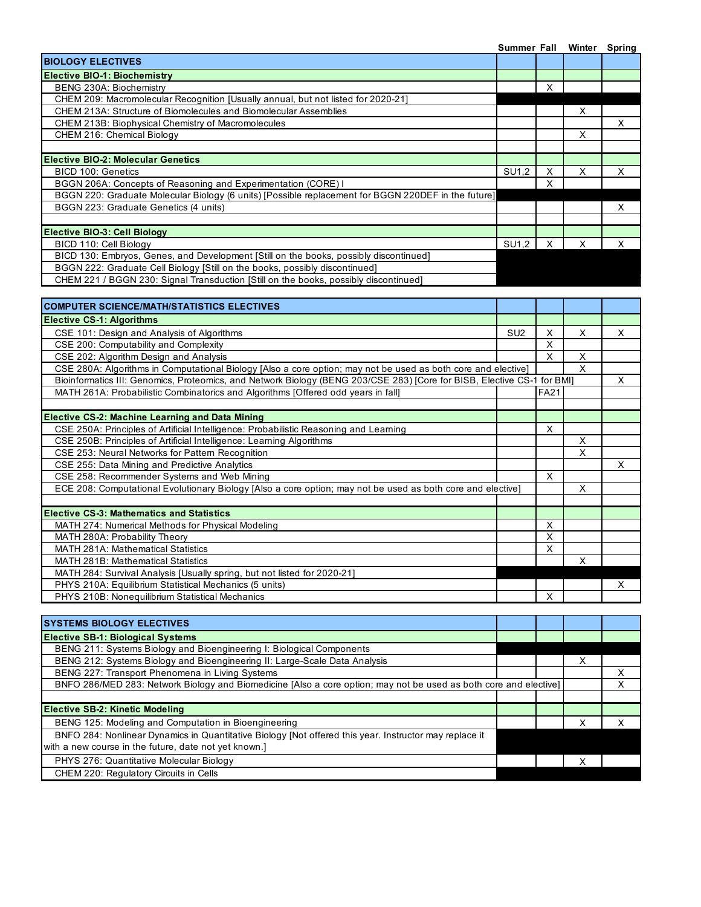| | Summer | Fall | Winter | Spring |
|---|---|---|---|---|
| **BIOLOGY ELECTIVES** | | | | |
| **Elective BIO-1: Biochemistry** | | | | |
| BENG 230A: Biochemistry | | X | | |
| CHEM 209: Macromolecular Recognition [Usually annual, but not listed for 2020-21] | | | | |
| CHEM 213A: Structure of Biomolecules and Biomolecular Assemblies | | | X | |
| CHEM 213B: Biophysical Chemistry of Macromolecules | | | | X |
| CHEM 216: Chemical Biology | | | X | |
| | | | | |
| **Elective BIO-2: Molecular Genetics** | | | | |
| BICD 100: Genetics | SU1,2 | X | X | X |
| BGGN 206A: Concepts of Reasoning and Experimentation (CORE) I | | X | | |
| BGGN 220: Graduate Molecular Biology (6 units) [Possible replacement for BGGN 220DEF in the future] | | | | |
| BGGN 223: Graduate Genetics (4 units) | | | | X |
| | | | | |
| **Elective BIO-3: Cell Biology** | | | | |
| BICD 110: Cell Biology | SU1,2 | X | X | X |
| BICD 130: Embryos, Genes, and Development [Still on the books, possibly discontinued] | | | | |
| BGGN 222: Graduate Cell Biology [Still on the books, possibly discontinued] | | | | |
| CHEM 221 / BGGN 230: Signal Transduction [Still on the books, possibly discontinued] | | | | |

| | Summer | Fall | Winter | Spring |
|---|---|---|---|---|
| **COMPUTER SCIENCE/MATH/STATISTICS ELECTIVES** | | | | |
| **Elective CS-1: Algorithms** | | | | |
| CSE 101: Design and Analysis of Algorithms | SU2 | X | X | X |
| CSE 200: Computability and Complexity | | X | | |
| CSE 202: Algorithm Design and Analysis | | X | X | |
| CSE 280A: Algorithms in Computational Biology [Also a core option; may not be used as both core and elective] | | | X | |
| Bioinformatics III: Genomics, Proteomics, and Network Biology (BENG 203/CSE 283) [Core for BISB, Elective CS-1 for BMI] | | | | X |
| MATH 261A: Probabilistic Combinatorics and Algorithms [Offered odd years in fall] | | FA21 | | |
| | | | | |
| **Elective CS-2: Machine Learning and Data Mining** | | | | |
| CSE 250A: Principles of Artificial Intelligence: Probabilistic Reasoning and Learning | | X | | |
| CSE 250B: Principles of Artificial Intelligence: Learning Algorithms | | | X | |
| CSE 253: Neural Networks for Pattern Recognition | | | X | |
| CSE 255: Data Mining and Predictive Analytics | | | | X |
| CSE 258: Recommender Systems and Web Mining | | X | | |
| ECE 208: Computational Evolutionary Biology [Also a core option; may not be used as both core and elective] | | | X | |
| | | | | |
| **Elective CS-3: Mathematics and Statistics** | | | | |
| MATH 274: Numerical Methods for Physical Modeling | | X | | |
| MATH 280A: Probability Theory | | X | | |
| MATH 281A: Mathematical Statistics | | X | | |
| MATH 281B: Mathematical Statistics | | | X | |
| MATH 284: Survival Analysis [Usually spring, but not listed for 2020-21] | | | | |
| PHYS 210A: Equilibrium Statistical Mechanics (5 units) | | | | X |
| PHYS 210B: Nonequilibrium Statistical Mechanics | | X | | |

| | Summer | Fall | Winter | Spring |
|---|---|---|---|---|
| **SYSTEMS BIOLOGY ELECTIVES** | | | | |
| **Elective SB-1: Biological Systems** | | | | |
| BENG 211: Systems Biology and Bioengineering I: Biological Components | | | | |
| BENG 212: Systems Biology and Bioengineering II: Large-Scale Data Analysis | | | X | |
| BENG 227: Transport Phenomena in Living Systems | | | | X |
| BNFO 286/MED 283: Network Biology and Biomedicine [Also a core option; may not be used as both core and elective] | | | | X |
| | | | | |
| **Elective SB-2: Kinetic Modeling** | | | | |
| BENG 125: Modeling and Computation in Bioengineering | | | X | X |
| BNFO 284: Nonlinear Dynamics in Quantitative Biology [Not offered this year. Instructor may replace it with a new course in the future, date not yet known.] | | | | |
| PHYS 276: Quantitative Molecular Biology | | | X | |
| CHEM 220: Regulatory Circuits in Cells | | | | |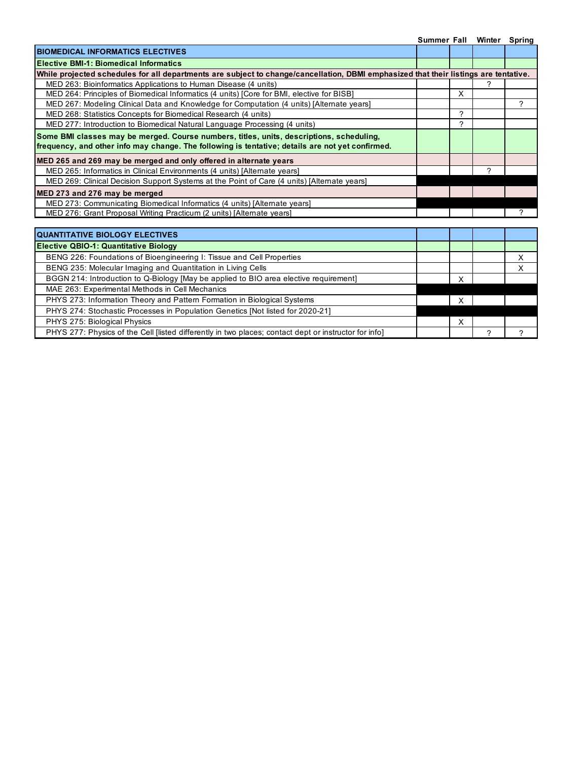| | Summer | Fall | Winter | Spring |
|---|---|---|---|---|
| **BIOMEDICAL INFORMATICS ELECTIVES** | | | | |
| **Elective BMI-1: Biomedical Informatics** | | | | |
| **While projected schedules for all departments are subject to change/cancellation, DBMI emphasized that their listings are tentative.** | | | | |
| MED 263: Bioinformatics Applications to Human Disease (4 units) | | | ? | |
| MED 264: Principles of Biomedical Informatics (4 units) [Core for BMI, elective for BISB] | | X | | |
| MED 267: Modeling Clinical Data and Knowledge for Computation (4 units) [Alternate years] | | | | ? |
| MED 268: Statistics Concepts for Biomedical Research (4 units) | | ? | | |
| MED 277: Introduction to Biomedical Natural Language Processing (4 units) | | ? | | |
| **Some BMI classes may be merged. Course numbers, titles, units, descriptions, scheduling, frequency, and other info may change. The following is tentative; details are not yet confirmed.** | | | | |
| **MED 265 and 269 may be merged and only offered in alternate years** | | | | |
| MED 265: Informatics in Clinical Environments (4 units) [Alternate years] | | | ? | |
| MED 269: Clinical Decision Support Systems at the Point of Care (4 units) [Alternate years] | | | | |
| **MED 273 and 276 may be merged** | | | | |
| MED 273: Communicating Biomedical Informatics (4 units) [Alternate years] | | | | |
| MED 276: Grant Proposal Writing Practicum (2 units) [Alternate years] | | | | ? |

| | Summer | Fall | Winter | Spring |
|---|---|---|---|---|
| **QUANTITATIVE BIOLOGY ELECTIVES** | | | | |
| **Elective QBIO-1: Quantitative Biology** | | | | |
| BENG 226: Foundations of Bioengineering I: Tissue and Cell Properties | | | | X |
| BENG 235: Molecular Imaging and Quantitation in Living Cells | | | | X |
| BGGN 214: Introduction to Q-Biology [May be applied to BIO area elective requirement] | | X | | |
| MAE 263: Experimental Methods in Cell Mechanics | | | | |
| PHYS 273: Information Theory and Pattern Formation in Biological Systems | | X | | |
| PHYS 274: Stochastic Processes in Population Genetics [Not listed for 2020-21] | | | | |
| PHYS 275: Biological Physics | | X | | |
| PHYS 277: Physics of the Cell [listed differently in two places; contact dept or instructor for info] | | | ? | ? |